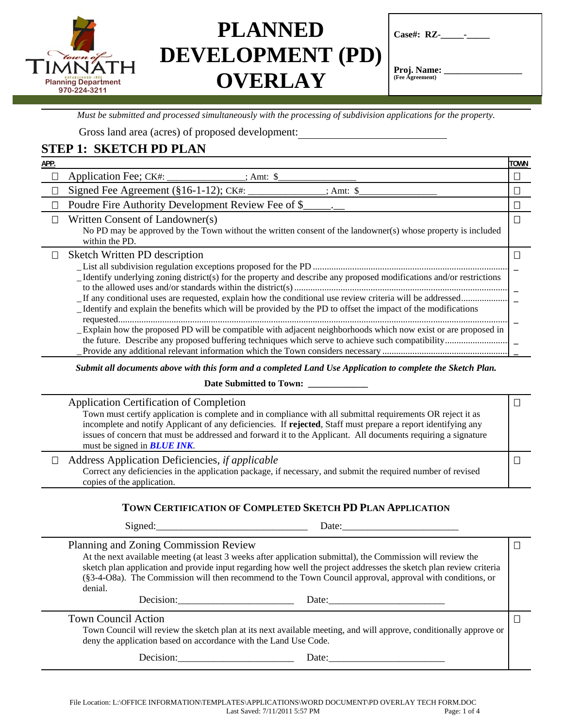Town of Timnath Planning Department 970-224-3211

# PLANNED DEVELOPMENT (PD) OVERLAY

**Case#: RZ-_____-_____**

**Proj. Name: ________________**
**(Fee Agreement)**

*Must be submitted and processed simultaneously with the processing of subdivision applications for the property.*

Gross land area (acres) of proposed development: ____________________________

## STEP 1: SKETCH PD PLAN

| APP. | | TOWN |
|---|---|---|
| ☐ | Application Fee; CK#: _______________; Amt: $_______________ | ☐ |
| ☐ | Signed Fee Agreement (§16-1-12); CK#: _______________; Amt: $_______________ | ☐ |
| ☐ | Poudre Fire Authority Development Review Fee of $_____.__ | ☐ |
| ☐ | Written Consent of Landowner(s)<br>No PD may be approved by the Town without the written consent of the landowner(s) whose property is included within the PD. | ☐ |
| ☐ | Sketch Written PD description<br>_List all subdivision regulation exceptions proposed for the PD ....................<br>_Identify underlying zoning district(s) for the property and describe any proposed modifications and/or restrictions to the allowed uses and/or standards within the district(s) ....................<br>_If any conditional uses are requested, explain how the conditional use review criteria will be addressed....................<br>_Identify and explain the benefits which will be provided by the PD to offset the impact of the modifications requested....................<br>_Explain how the proposed PD will be compatible with adjacent neighborhoods which now exist or are proposed in the future. Describe any proposed buffering techniques which serve to achieve such compatibility....................<br>_Provide any additional relevant information which the Town considers necessary .................... | ☐<br>_<br><br>_<br>_<br><br>_<br><br>_<br>_ |

***Submit all documents above with this form and a completed Land Use Application to complete the Sketch Plan.***

**Date Submitted to Town: ____________**

| | | |
|---|---|---|
| | Application Certification of Completion<br>Town must certify application is complete and in compliance with all submittal requirements OR reject it as incomplete and notify Applicant of any deficiencies. If **rejected**, Staff must prepare a report identifying any issues of concern that must be addressed and forward it to the Applicant. All documents requiring a signature must be signed in ***BLUE INK***. | ☐ |
| ☐ | Address Application Deficiencies, *if applicable*<br>Correct any deficiencies in the application package, if necessary, and submit the required number of revised copies of the application. | ☐ |

**TOWN CERTIFICATION OF COMPLETED SKETCH PD PLAN APPLICATION**

Signed:______________________________ Date:_______________________

| | | |
|---|---|---|
| | Planning and Zoning Commission Review<br>At the next available meeting (at least 3 weeks after application submittal), the Commission will review the sketch plan application and provide input regarding how well the project addresses the sketch plan review criteria (§3-4-O8a). The Commission will then recommend to the Town Council approval, approval with conditions, or denial.<br>Decision:_______________________ Date:_______________________ | ☐ |
| | Town Council Action<br>Town Council will review the sketch plan at its next available meeting, and will approve, conditionally approve or deny the application based on accordance with the Land Use Code.<br>Decision:_______________________ Date:_______________________ | ☐ |

File Location: L:\OFFICE INFORMATION\TEMPLATES\APPLICATIONS\WORD DOCUMENT\PD OVERLAY TECH FORM.DOC
Last Saved: 7/11/2011 5:57 PM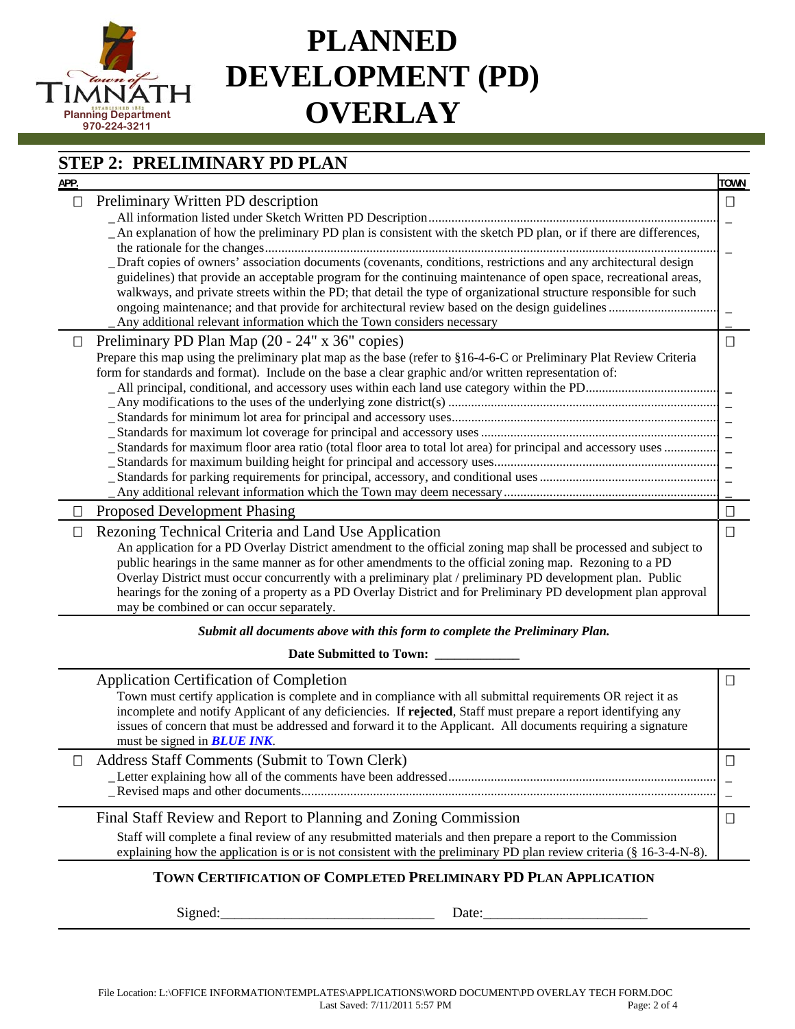# PLANNED DEVELOPMENT (PD) OVERLAY

Town of Timnath Planning Department 970-224-3211

## STEP 2: PRELIMINARY PD PLAN

| APP. | | TOWN |
|---|---|---|
| ☐ | **Preliminary Written PD description**<br>_All information listed under Sketch Written PD Description<br>_An explanation of how the preliminary PD plan is consistent with the sketch PD plan, or if there are differences, the rationale for the changes<br>_Draft copies of owners' association documents (covenants, conditions, restrictions and any architectural design guidelines) that provide an acceptable program for the continuing maintenance of open space, recreational areas, walkways, and private streets within the PD; that detail the type of organizational structure responsible for such ongoing maintenance; and that provide for architectural review based on the design guidelines<br>_Any additional relevant information which the Town considers necessary | ☐ |
| ☐ | **Preliminary PD Plan Map (20 - 24" x 36" copies)**<br>Prepare this map using the preliminary plat map as the base (refer to §16-4-6-C or Preliminary Plat Review Criteria form for standards and format). Include on the base a clear graphic and/or written representation of:<br>_All principal, conditional, and accessory uses within each land use category within the PD<br>_Any modifications to the uses of the underlying zone district(s)<br>_Standards for minimum lot area for principal and accessory uses<br>_Standards for maximum lot coverage for principal and accessory uses<br>_Standards for maximum floor area ratio (total floor area to total lot area) for principal and accessory uses<br>_Standards for maximum building height for principal and accessory uses<br>_Standards for parking requirements for principal, accessory, and conditional uses<br>_Any additional relevant information which the Town may deem necessary | ☐ |
| ☐ | **Proposed Development Phasing** | ☐ |
| ☐ | **Rezoning Technical Criteria and Land Use Application**<br>An application for a PD Overlay District amendment to the official zoning map shall be processed and subject to public hearings in the same manner as for other amendments to the official zoning map. Rezoning to a PD Overlay District must occur concurrently with a preliminary plat / preliminary PD development plan. Public hearings for the zoning of a property as a PD Overlay District and for Preliminary PD development plan approval may be combined or can occur separately. | ☐ |

***Submit all documents above with this form to complete the Preliminary Plan.***

**Date Submitted to Town: ____________**

| | | |
|---|---|---|
| | **Application Certification of Completion**<br>Town must certify application is complete and in compliance with all submittal requirements OR reject it as incomplete and notify Applicant of any deficiencies. If **rejected**, Staff must prepare a report identifying any issues of concern that must be addressed and forward it to the Applicant. All documents requiring a signature must be signed in ***BLUE INK***. | ☐ |
| ☐ | **Address Staff Comments (Submit to Town Clerk)**<br>_Letter explaining how all of the comments have been addressed<br>_Revised maps and other documents | ☐ |
| | **Final Staff Review and Report to Planning and Zoning Commission**<br>Staff will complete a final review of any resubmitted materials and then prepare a report to the Commission explaining how the application is or is not consistent with the preliminary PD plan review criteria (§ 16-3-4-N-8). | ☐ |

### TOWN CERTIFICATION OF COMPLETED PRELIMINARY PD PLAN APPLICATION

Signed:______________________________ Date:_______________________

File Location: L:\OFFICE INFORMATION\TEMPLATES\APPLICATIONS\WORD DOCUMENT\PD OVERLAY TECH FORM.DOC
Last Saved: 7/11/2011 5:57 PM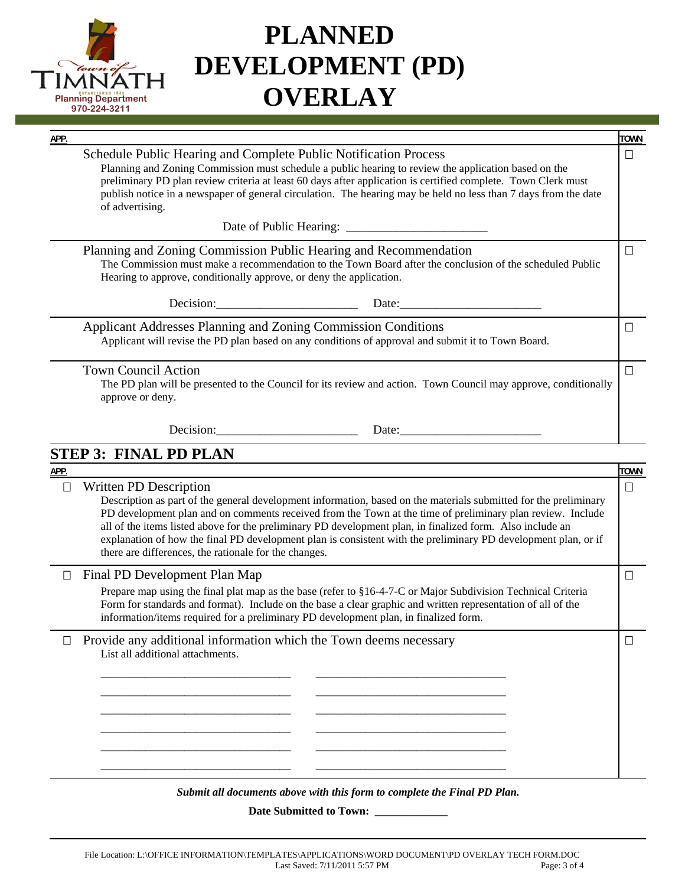# PLANNED DEVELOPMENT (PD) OVERLAY

Town of Timnath Planning Department 970-224-3211

| APP. | | TOWN |
|---|---|---|
| | **Schedule Public Hearing and Complete Public Notification Process**<br>Planning and Zoning Commission must schedule a public hearing to review the application based on the preliminary PD plan review criteria at least 60 days after application is certified complete. Town Clerk must publish notice in a newspaper of general circulation. The hearing may be held no less than 7 days from the date of advertising.<br><br>Date of Public Hearing: _______________________ | ☐ |
| | **Planning and Zoning Commission Public Hearing and Recommendation**<br>The Commission must make a recommendation to the Town Board after the conclusion of the scheduled Public Hearing to approve, conditionally approve, or deny the application.<br><br>Decision:_______________________ Date:_______________________ | ☐ |
| | **Applicant Addresses Planning and Zoning Commission Conditions**<br>Applicant will revise the PD plan based on any conditions of approval and submit it to Town Board. | ☐ |
| | **Town Council Action**<br>The PD plan will be presented to the Council for its review and action. Town Council may approve, conditionally approve or deny.<br><br>Decision:_______________________ Date:_______________________ | ☐ |

## STEP 3: FINAL PD PLAN

| APP. | | TOWN |
|---|---|---|
| ☐ | **Written PD Description**<br>Description as part of the general development information, based on the materials submitted for the preliminary PD development plan and on comments received from the Town at the time of preliminary plan review. Include all of the items listed above for the preliminary PD development plan, in finalized form. Also include an explanation of how the final PD development plan is consistent with the preliminary PD development plan, or if there are differences, the rationale for the changes. | ☐ |
| ☐ | **Final PD Development Plan Map**<br>Prepare map using the final plat map as the base (refer to §16-4-7-C or Major Subdivision Technical Criteria Form for standards and format). Include on the base a clear graphic and written representation of all of the information/items required for a preliminary PD development plan, in finalized form. | ☐ |
| ☐ | **Provide any additional information which the Town deems necessary**<br>List all additional attachments.<br><br>_______________________________ _______________________________<br>_______________________________ _______________________________<br>_______________________________ _______________________________<br>_______________________________ _______________________________<br>_______________________________ _______________________________<br>_______________________________ _______________________________ | ☐ |

***Submit all documents above with this form to complete the Final PD Plan.***

**Date Submitted to Town: ____________**

File Location: L:\OFFICE INFORMATION\TEMPLATES\APPLICATIONS\WORD DOCUMENT\PD OVERLAY TECH FORM.DOC
Last Saved: 7/11/2011 5:57 PM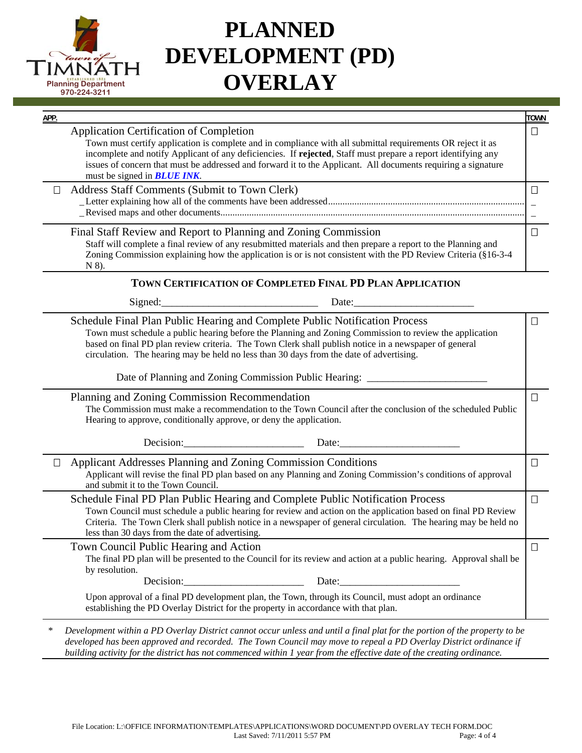# PLANNED DEVELOPMENT (PD) OVERLAY

Town of Timnath
Planning Department
970-224-3211

| APP. | | TOWN |
|---|---|---|
| | **Application Certification of Completion**<br>Town must certify application is complete and in compliance with all submittal requirements OR reject it as incomplete and notify Applicant of any deficiencies. If **rejected**, Staff must prepare a report identifying any issues of concern that must be addressed and forward it to the Applicant. All documents requiring a signature must be signed in ***BLUE INK***. | ☐ |
| ☐ | **Address Staff Comments (Submit to Town Clerk)**<br>_ Letter explaining how all of the comments have been addressed<br>_ Revised maps and other documents | ☐<br>_<br>_ |
| | **Final Staff Review and Report to Planning and Zoning Commission**<br>Staff will complete a final review of any resubmitted materials and then prepare a report to the Planning and Zoning Commission explaining how the application is or is not consistent with the PD Review Criteria (§16-3-4 N 8). | ☐ |

**TOWN CERTIFICATION OF COMPLETED FINAL PD PLAN APPLICATION**

Signed:_____________________________ Date:_______________________

| | | |
|---|---|---|
| | **Schedule Final Plan Public Hearing and Complete Public Notification Process**<br>Town must schedule a public hearing before the Planning and Zoning Commission to review the application based on final PD plan review criteria. The Town Clerk shall publish notice in a newspaper of general circulation. The hearing may be held no less than 30 days from the date of advertising.<br><br>Date of Planning and Zoning Commission Public Hearing: _______________________ | ☐ |
| | **Planning and Zoning Commission Recommendation**<br>The Commission must make a recommendation to the Town Council after the conclusion of the scheduled Public Hearing to approve, conditionally approve, or deny the application.<br><br>Decision:_______________________ Date:_______________________ | ☐ |
| ☐ | **Applicant Addresses Planning and Zoning Commission Conditions**<br>Applicant will revise the final PD plan based on any Planning and Zoning Commission's conditions of approval and submit it to the Town Council. | ☐ |
| | **Schedule Final PD Plan Public Hearing and Complete Public Notification Process**<br>Town Council must schedule a public hearing for review and action on the application based on final PD Review Criteria. The Town Clerk shall publish notice in a newspaper of general circulation. The hearing may be held no less than 30 days from the date of advertising. | ☐ |
| | **Town Council Public Hearing and Action**<br>The final PD plan will be presented to the Council for its review and action at a public hearing. Approval shall be by resolution.<br>Decision:_______________________ Date:_______________________<br><br>Upon approval of a final PD development plan, the Town, through its Council, must adopt an ordinance establishing the PD Overlay District for the property in accordance with that plan. | ☐ |

\* *Development within a PD Overlay District cannot occur unless and until a final plat for the portion of the property to be developed has been approved and recorded. The Town Council may move to repeal a PD Overlay District ordinance if building activity for the district has not commenced within 1 year from the effective date of the creating ordinance.*

File Location: L:\OFFICE INFORMATION\TEMPLATES\APPLICATIONS\WORD DOCUMENT\PD OVERLAY TECH FORM.DOC
Last Saved: 7/11/2011 5:57 PM